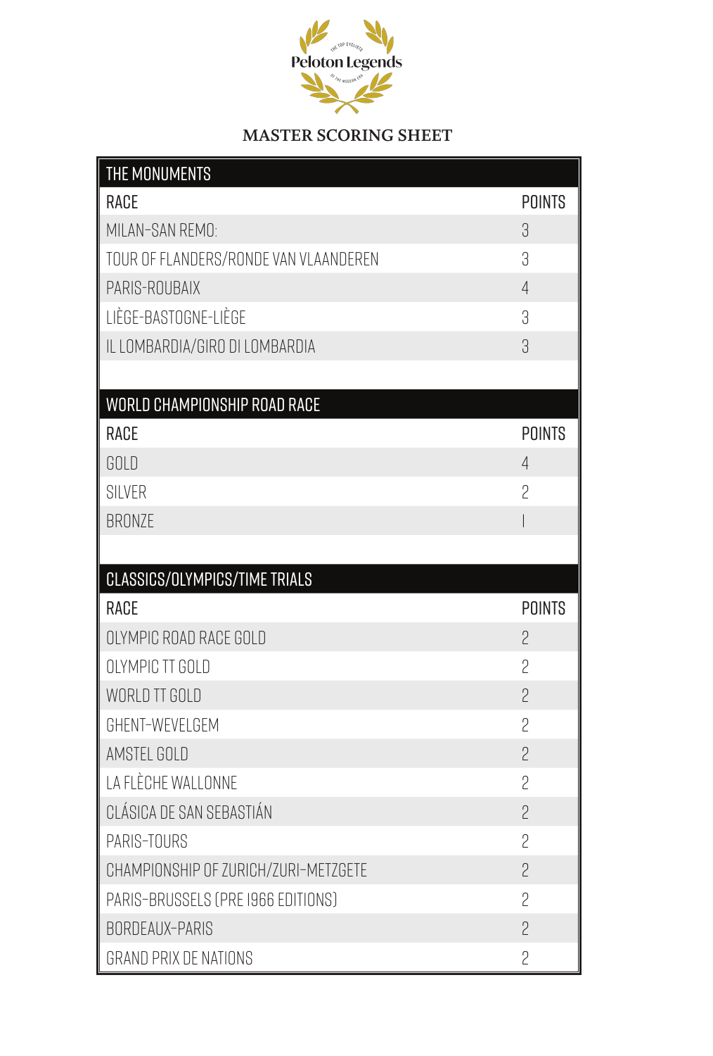Peloton Legends

THE TOP CYCLISTS OF THE MODERN ERA

# MASTER SCORING SHEET

| THE MONUMENTS | |
|---|---|
| RACE | POINTS |
| MILAN-SAN REMO: | 3 |
| TOUR OF FLANDERS/RONDE VAN VLAANDEREN | 3 |
| PARIS-ROUBAIX | 4 |
| LIÈGE-BASTOGNE-LIÈGE | 3 |
| IL LOMBARDIA/GIRO DI LOMBARDIA | 3 |

| WORLD CHAMPIONSHIP ROAD RACE | |
|---|---|
| RACE | POINTS |
| GOLD | 4 |
| SILVER | 2 |
| BRONZE | 1 |

| CLASSICS/OLYMPICS/TIME TRIALS | |
|---|---|
| RACE | POINTS |
| OLYMPIC ROAD RACE GOLD | 2 |
| OLYMPIC TT GOLD | 2 |
| WORLD TT GOLD | 2 |
| GHENT-WEVELGEM | 2 |
| AMSTEL GOLD | 2 |
| LA FLÈCHE WALLONNE | 2 |
| CLÁSICA DE SAN SEBASTIÁN | 2 |
| PARIS-TOURS | 2 |
| CHAMPIONSHIP OF ZURICH/ZURI-METZGETE | 2 |
| PARIS-BRUSSELS (PRE 1966 EDITIONS) | 2 |
| BORDEAUX-PARIS | 2 |
| GRAND PRIX DE NATIONS | 2 |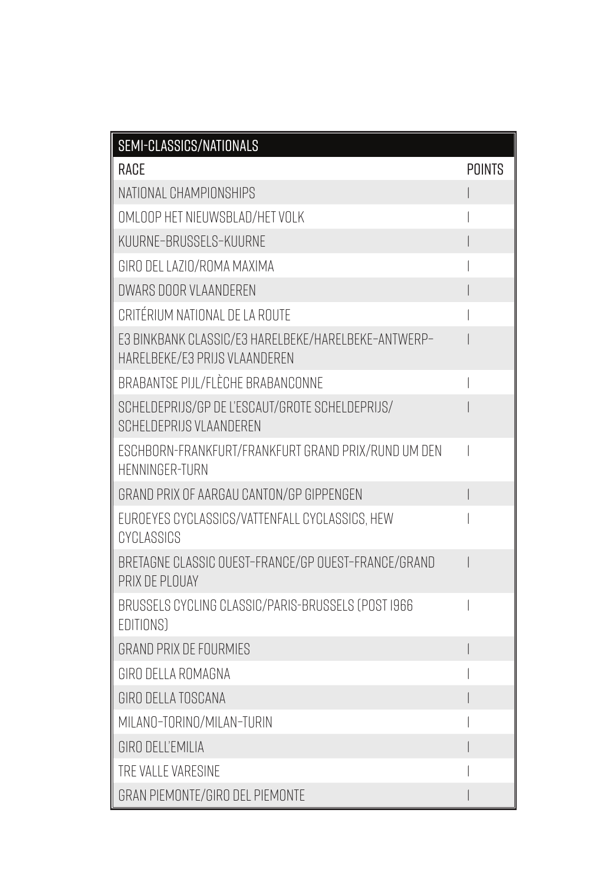| SEMI-CLASSICS/NATIONALS | |
|---|---|
| RACE | POINTS |
| NATIONAL CHAMPIONSHIPS | 1 |
| OMLOOP HET NIEUWSBLAD/HET VOLK | 1 |
| KUURNE–BRUSSELS–KUURNE | 1 |
| GIRO DEL LAZIO/ROMA MAXIMA | 1 |
| DWARS DOOR VLAANDEREN | 1 |
| CRITÉRIUM NATIONAL DE LA ROUTE | 1 |
| E3 BINKBANK CLASSIC/E3 HARELBEKE/HARELBEKE–ANTWERP–HARELBEKE/E3 PRIJS VLAANDEREN | 1 |
| BRABANTSE PIJL/FLÈCHE BRABANCONNE | 1 |
| SCHELDEPRIJS/GP DE L'ESCAUT/GROTE SCHELDEPRIJS/SCHELDEPRIJS VLAANDEREN | 1 |
| ESCHBORN-FRANKFURT/FRANKFURT GRAND PRIX/RUND UM DEN HENNINGER-TURN | 1 |
| GRAND PRIX OF AARGAU CANTON/GP GIPPENGEN | 1 |
| EUROEYES CYCLASSICS/VATTENFALL CYCLASSICS, HEW CYCLASSICS | 1 |
| BRETAGNE CLASSIC OUEST–FRANCE/GP OUEST–FRANCE/GRAND PRIX DE PLOUAY | 1 |
| BRUSSELS CYCLING CLASSIC/PARIS-BRUSSELS (POST 1966 EDITIONS) | 1 |
| GRAND PRIX DE FOURMIES | 1 |
| GIRO DELLA ROMAGNA | 1 |
| GIRO DELLA TOSCANA | 1 |
| MILANO–TORINO/MILAN–TURIN | 1 |
| GIRO DELL'EMILIA | 1 |
| TRE VALLE VARESINE | 1 |
| GRAN PIEMONTE/GIRO DEL PIEMONTE | 1 |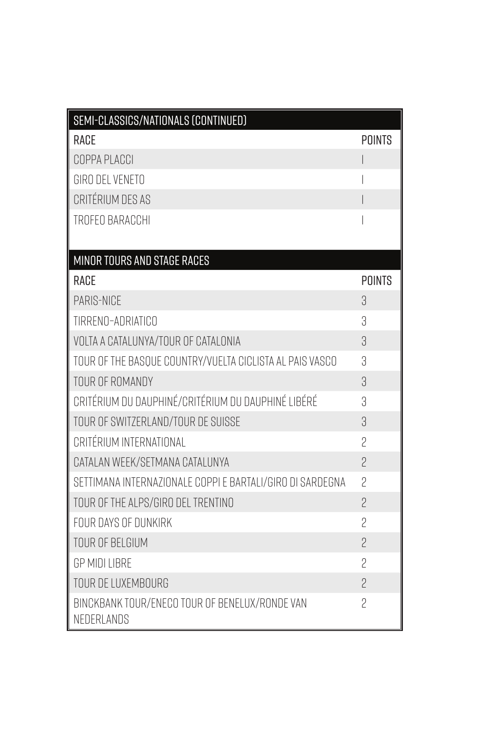| SEMI-CLASSICS/NATIONALS (CONTINUED) | |
|---|---|
| RACE | POINTS |
| COPPA PLACCI | 1 |
| GIRO DEL VENETO | 1 |
| CRITÉRIUM DES AS | 1 |
| TROFEO BARACCHI | 1 |

| MINOR TOURS AND STAGE RACES | |
|---|---|
| RACE | POINTS |
| PARIS-NICE | 3 |
| TIRRENO–ADRIATICO | 3 |
| VOLTA A CATALUNYA/TOUR OF CATALONIA | 3 |
| TOUR OF THE BASQUE COUNTRY/VUELTA CICLISTA AL PAIS VASCO | 3 |
| TOUR OF ROMANDY | 3 |
| CRITÉRIUM DU DAUPHINÉ/CRITÉRIUM DU DAUPHINÉ LIBÉRÉ | 3 |
| TOUR OF SWITZERLAND/TOUR DE SUISSE | 3 |
| CRITÉRIUM INTERNATIONAL | 2 |
| CATALAN WEEK/SETMANA CATALUNYA | 2 |
| SETTIMANA INTERNAZIONALE COPPI E BARTALI/GIRO DI SARDEGNA | 2 |
| TOUR OF THE ALPS/GIRO DEL TRENTINO | 2 |
| FOUR DAYS OF DUNKIRK | 2 |
| TOUR OF BELGIUM | 2 |
| GP MIDI LIBRE | 2 |
| TOUR DE LUXEMBOURG | 2 |
| BINCKBANK TOUR/ENECO TOUR OF BENELUX/RONDE VAN NEDERLANDS | 2 |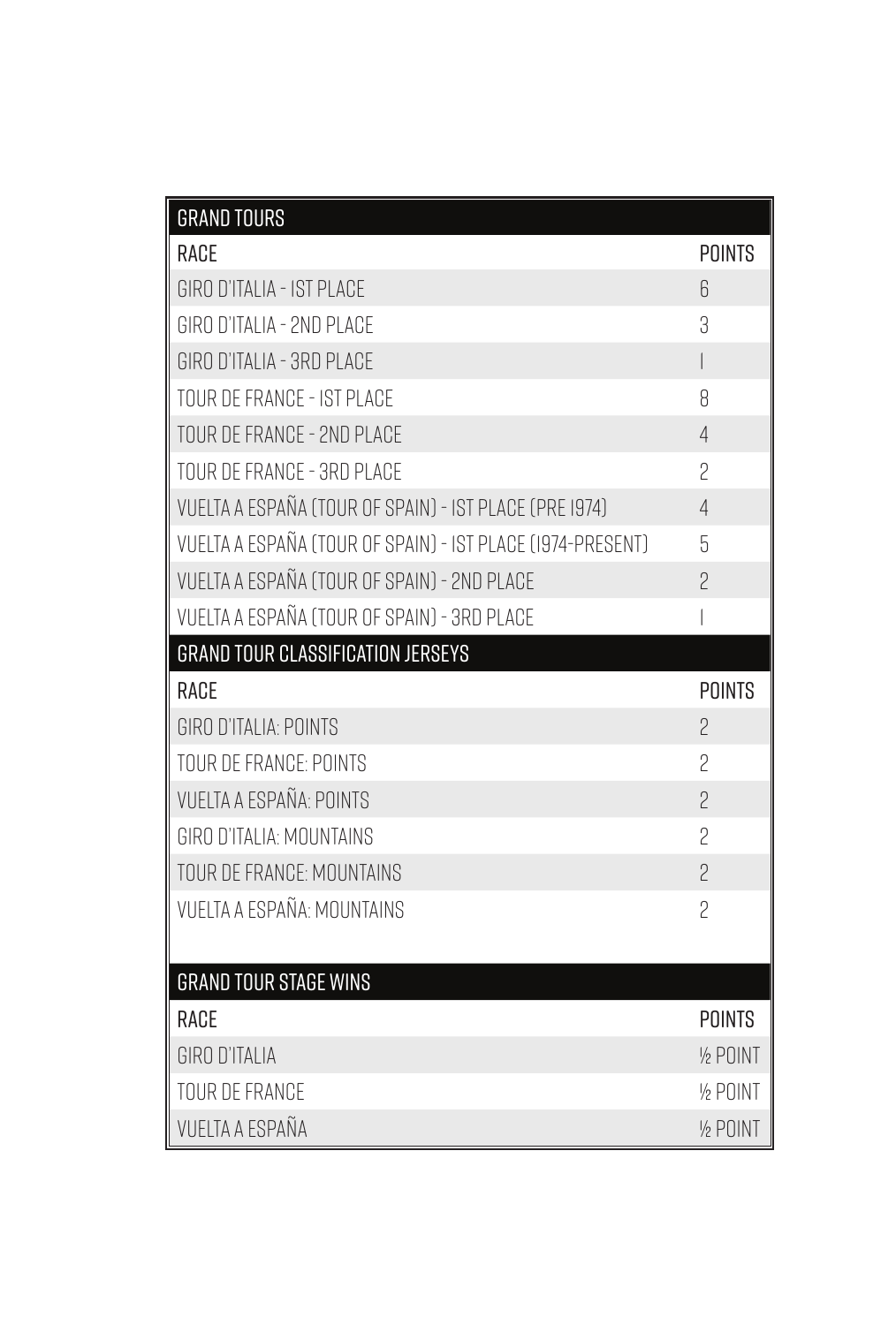## GRAND TOURS

| RACE | POINTS |
| --- | --- |
| GIRO D'ITALIA - 1ST PLACE | 6 |
| GIRO D'ITALIA - 2ND PLACE | 3 |
| GIRO D'ITALIA - 3RD PLACE | 1 |
| TOUR DE FRANCE - 1ST PLACE | 8 |
| TOUR DE FRANCE - 2ND PLACE | 4 |
| TOUR DE FRANCE - 3RD PLACE | 2 |
| VUELTA A ESPAÑA (TOUR OF SPAIN) - 1ST PLACE (PRE 1974) | 4 |
| VUELTA A ESPAÑA (TOUR OF SPAIN) - 1ST PLACE (1974-PRESENT) | 5 |
| VUELTA A ESPAÑA (TOUR OF SPAIN) - 2ND PLACE | 2 |
| VUELTA A ESPAÑA (TOUR OF SPAIN) - 3RD PLACE | 1 |

## GRAND TOUR CLASSIFICATION JERSEYS

| RACE | POINTS |
| --- | --- |
| GIRO D'ITALIA: POINTS | 2 |
| TOUR DE FRANCE: POINTS | 2 |
| VUELTA A ESPAÑA: POINTS | 2 |
| GIRO D'ITALIA: MOUNTAINS | 2 |
| TOUR DE FRANCE: MOUNTAINS | 2 |
| VUELTA A ESPAÑA: MOUNTAINS | 2 |

## GRAND TOUR STAGE WINS

| RACE | POINTS |
| --- | --- |
| GIRO D'ITALIA | ½ POINT |
| TOUR DE FRANCE | ½ POINT |
| VUELTA A ESPAÑA | ½ POINT |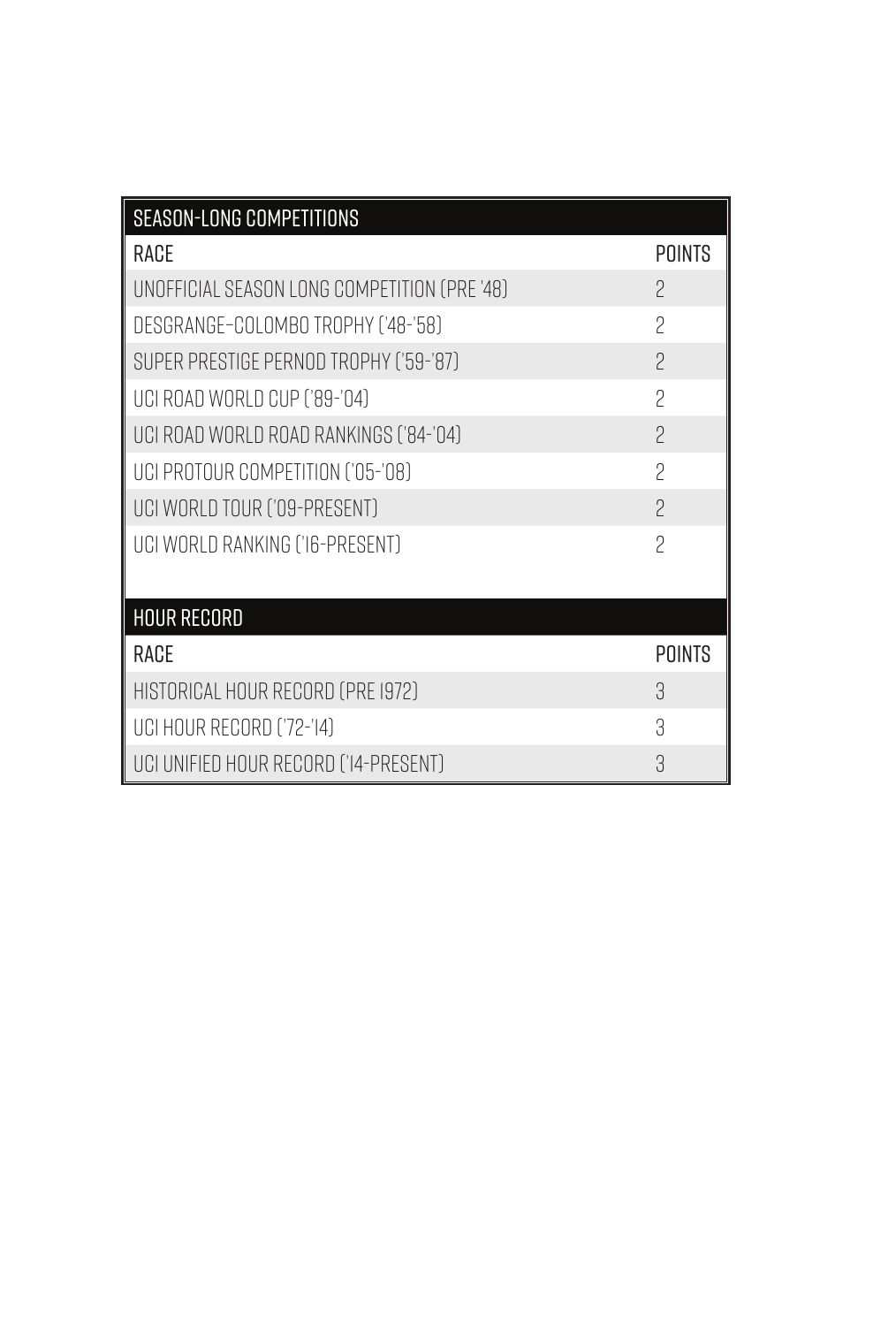| SEASON-LONG COMPETITIONS | |
|---|---|
| RACE | POINTS |
| UNOFFICIAL SEASON LONG COMPETITION (PRE '48) | 2 |
| DESGRANGE-COLOMBO TROPHY ('48-'58) | 2 |
| SUPER PRESTIGE PERNOD TROPHY ('59-'87) | 2 |
| UCI ROAD WORLD CUP ('89-'04) | 2 |
| UCI ROAD WORLD ROAD RANKINGS ('84-'04) | 2 |
| UCI PROTOUR COMPETITION ('05-'08) | 2 |
| UCI WORLD TOUR ('09-PRESENT) | 2 |
| UCI WORLD RANKING ('16-PRESENT) | 2 |

| HOUR RECORD | |
|---|---|
| RACE | POINTS |
| HISTORICAL HOUR RECORD (PRE 1972) | 3 |
| UCI HOUR RECORD ('72-'14) | 3 |
| UCI UNIFIED HOUR RECORD ('14-PRESENT) | 3 |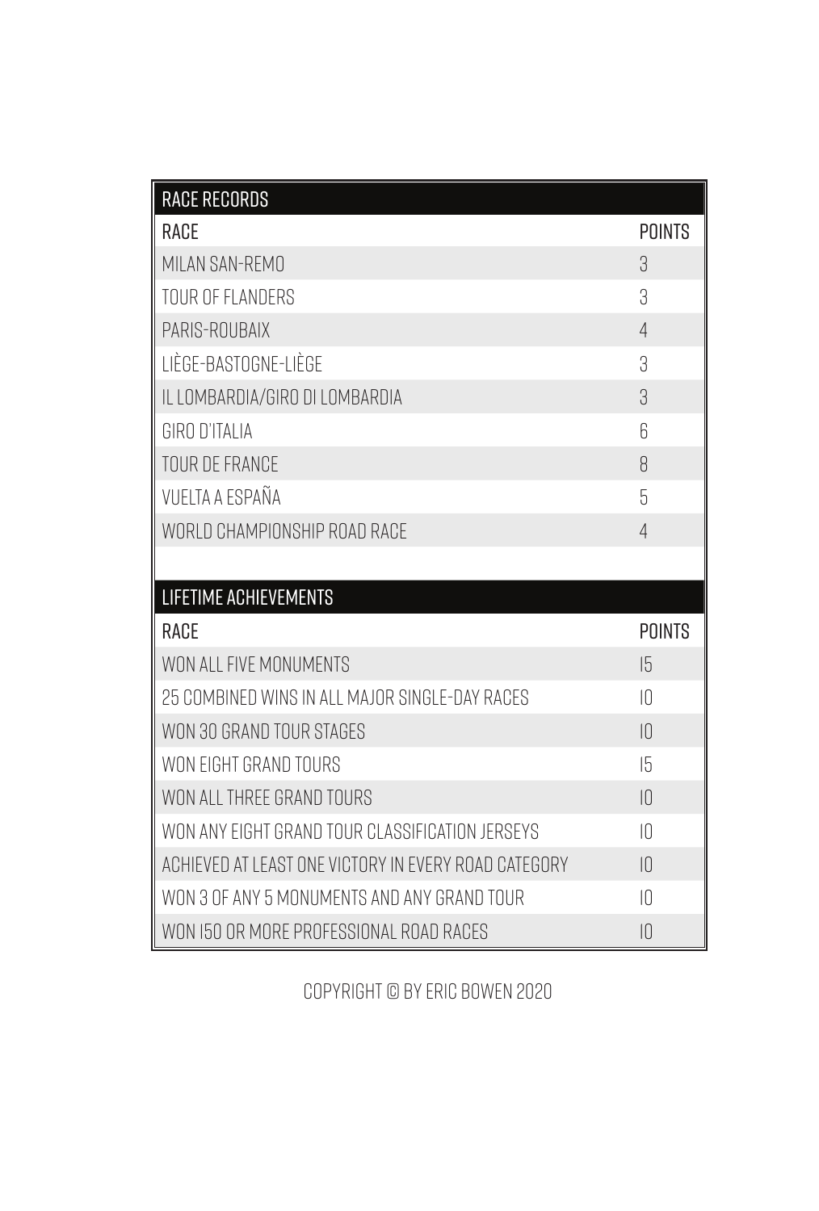## RACE RECORDS

| RACE | POINTS |
|---|---|
| MILAN SAN-REMO | 3 |
| TOUR OF FLANDERS | 3 |
| PARIS-ROUBAIX | 4 |
| LIÈGE-BASTOGNE-LIÈGE | 3 |
| IL LOMBARDIA/GIRO DI LOMBARDIA | 3 |
| GIRO D'ITALIA | 6 |
| TOUR DE FRANCE | 8 |
| VUELTA A ESPAÑA | 5 |
| WORLD CHAMPIONSHIP ROAD RACE | 4 |

## LIFETIME ACHIEVEMENTS

| RACE | POINTS |
|---|---|
| WON ALL FIVE MONUMENTS | 15 |
| 25 COMBINED WINS IN ALL MAJOR SINGLE-DAY RACES | 10 |
| WON 30 GRAND TOUR STAGES | 10 |
| WON EIGHT GRAND TOURS | 15 |
| WON ALL THREE GRAND TOURS | 10 |
| WON ANY EIGHT GRAND TOUR CLASSIFICATION JERSEYS | 10 |
| ACHIEVED AT LEAST ONE VICTORY IN EVERY ROAD CATEGORY | 10 |
| WON 3 OF ANY 5 MONUMENTS AND ANY GRAND TOUR | 10 |
| WON 150 OR MORE PROFESSIONAL ROAD RACES | 10 |

COPYRIGHT © BY ERIC BOWEN 2020